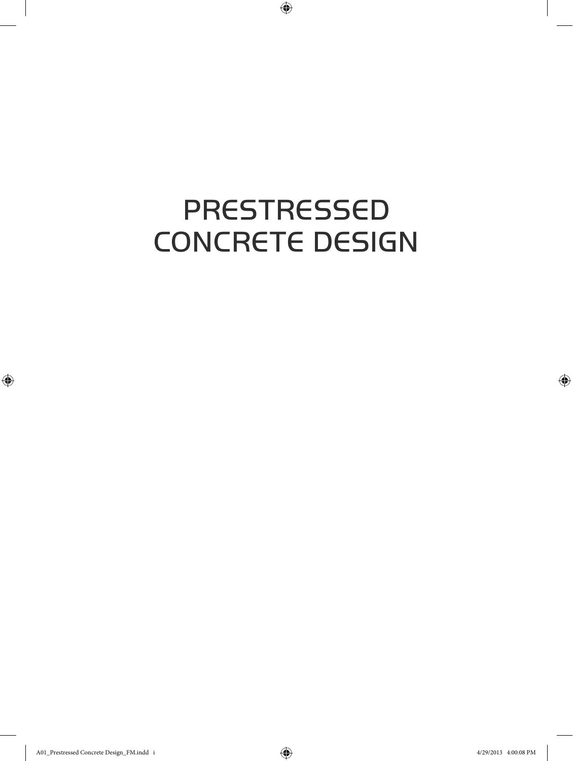# PRESTRESSED CONCRETE DESIGN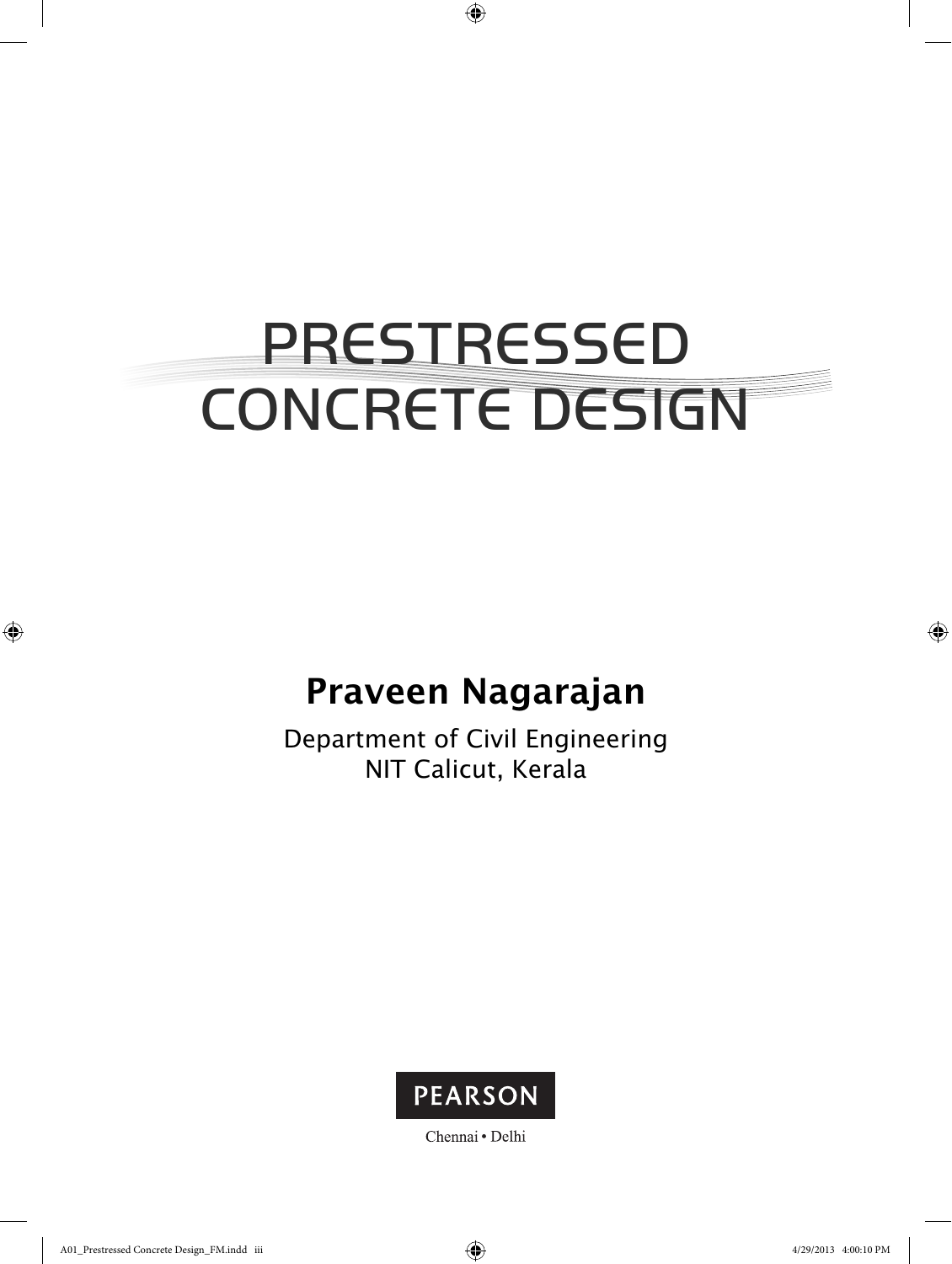# PRESTRESSED CONCRETE DESIGN

**Praveen Nagarajan**

Department of Civil Engineering
NIT Calicut, Kerala

PEARSON

Chennai • Delhi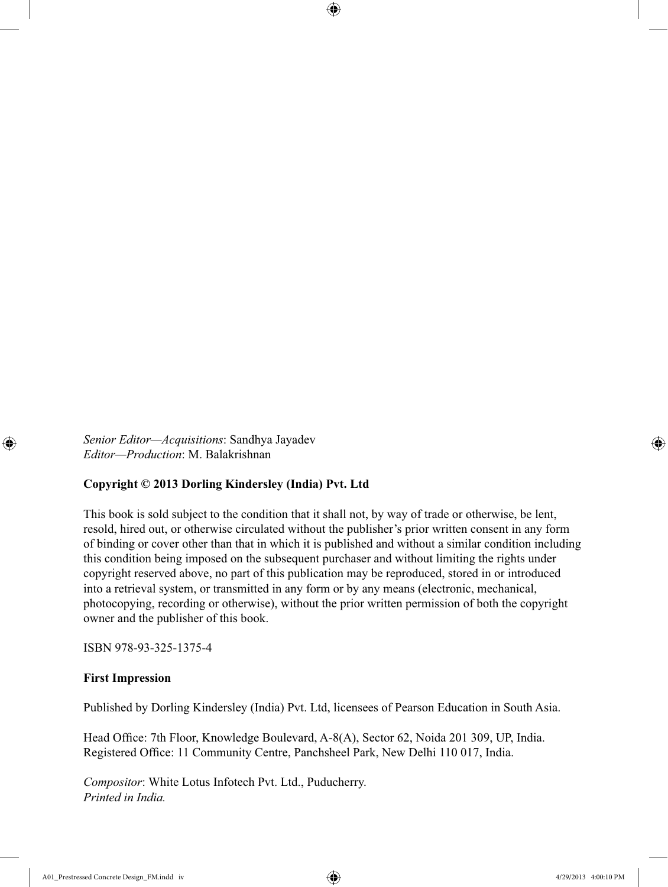*Senior Editor—Acquisitions*: Sandhya Jayadev
*Editor—Production*: M. Balakrishnan

**Copyright © 2013 Dorling Kindersley (India) Pvt. Ltd**

This book is sold subject to the condition that it shall not, by way of trade or otherwise, be lent, resold, hired out, or otherwise circulated without the publisher's prior written consent in any form of binding or cover other than that in which it is published and without a similar condition including this condition being imposed on the subsequent purchaser and without limiting the rights under copyright reserved above, no part of this publication may be reproduced, stored in or introduced into a retrieval system, or transmitted in any form or by any means (electronic, mechanical, photocopying, recording or otherwise), without the prior written permission of both the copyright owner and the publisher of this book.

ISBN 978-93-325-1375-4

**First Impression**

Published by Dorling Kindersley (India) Pvt. Ltd, licensees of Pearson Education in South Asia.

Head Office: 7th Floor, Knowledge Boulevard, A-8(A), Sector 62, Noida 201 309, UP, India.
Registered Office: 11 Community Centre, Panchsheel Park, New Delhi 110 017, India.

*Compositor*: White Lotus Infotech Pvt. Ltd., Puducherry.
*Printed in India.*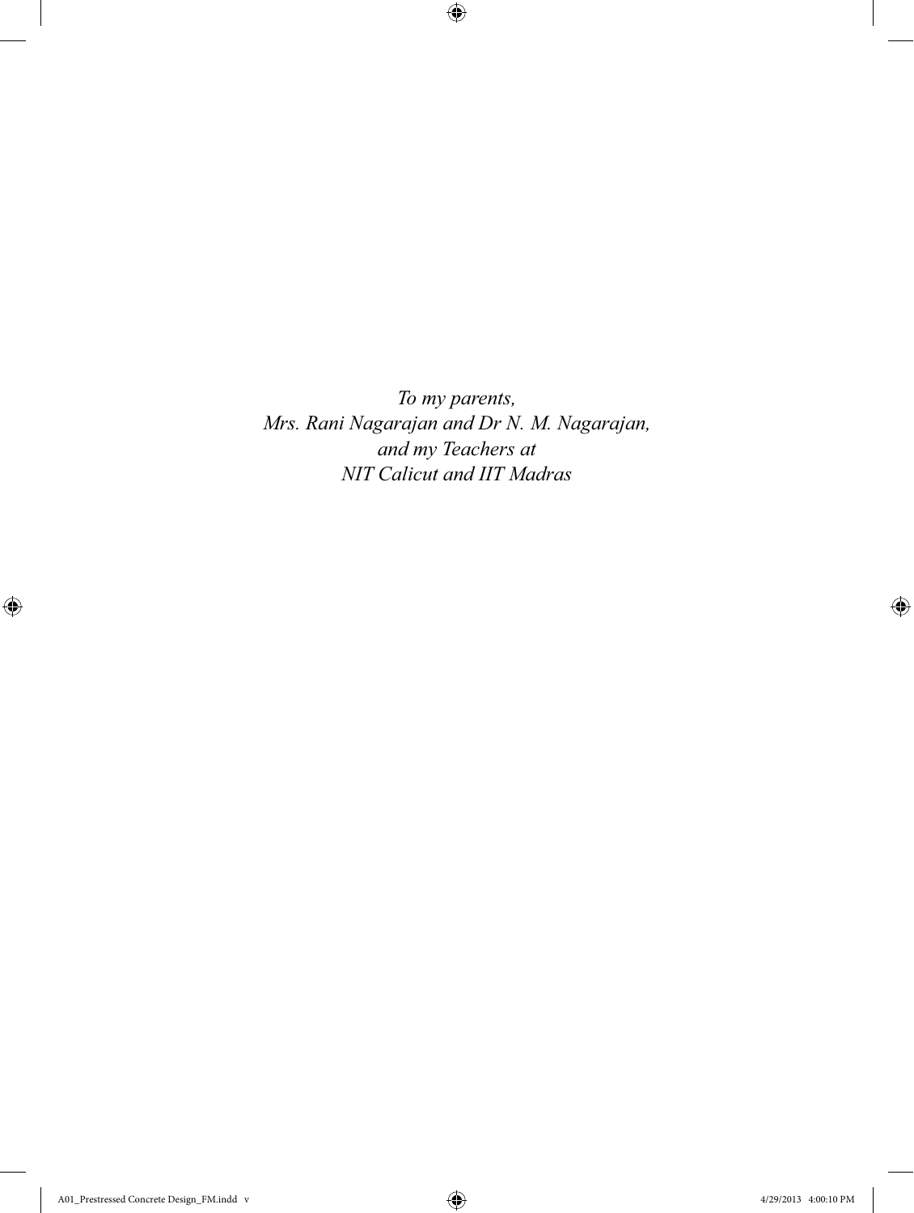*To my parents,*
*Mrs. Rani Nagarajan and Dr N. M. Nagarajan,*
*and my Teachers at*
*NIT Calicut and IIT Madras*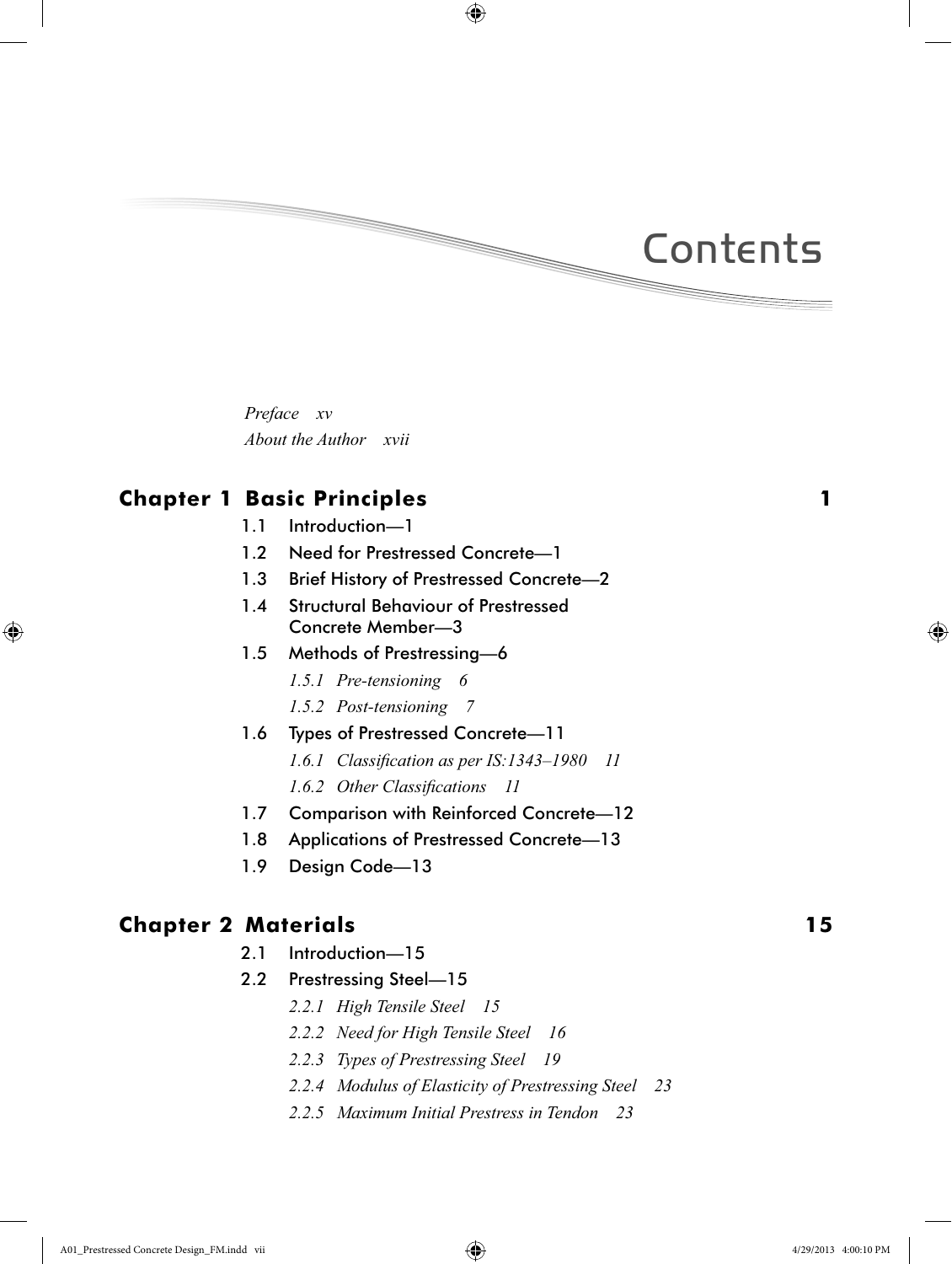# Contents

*Preface xv*

*About the Author xvii*

## Chapter 1 Basic Principles 1

1.1 Introduction—1

1.2 Need for Prestressed Concrete—1

1.3 Brief History of Prestressed Concrete—2

1.4 Structural Behaviour of Prestressed Concrete Member—3

1.5 Methods of Prestressing—6

*1.5.1 Pre-tensioning 6*

*1.5.2 Post-tensioning 7*

1.6 Types of Prestressed Concrete—11

*1.6.1 Classification as per IS:1343–1980 11*

*1.6.2 Other Classifications 11*

1.7 Comparison with Reinforced Concrete—12

1.8 Applications of Prestressed Concrete—13

1.9 Design Code—13

## Chapter 2 Materials 15

2.1 Introduction—15

2.2 Prestressing Steel—15

*2.2.1 High Tensile Steel 15*

*2.2.2 Need for High Tensile Steel 16*

*2.2.3 Types of Prestressing Steel 19*

*2.2.4 Modulus of Elasticity of Prestressing Steel 23*

*2.2.5 Maximum Initial Prestress in Tendon 23*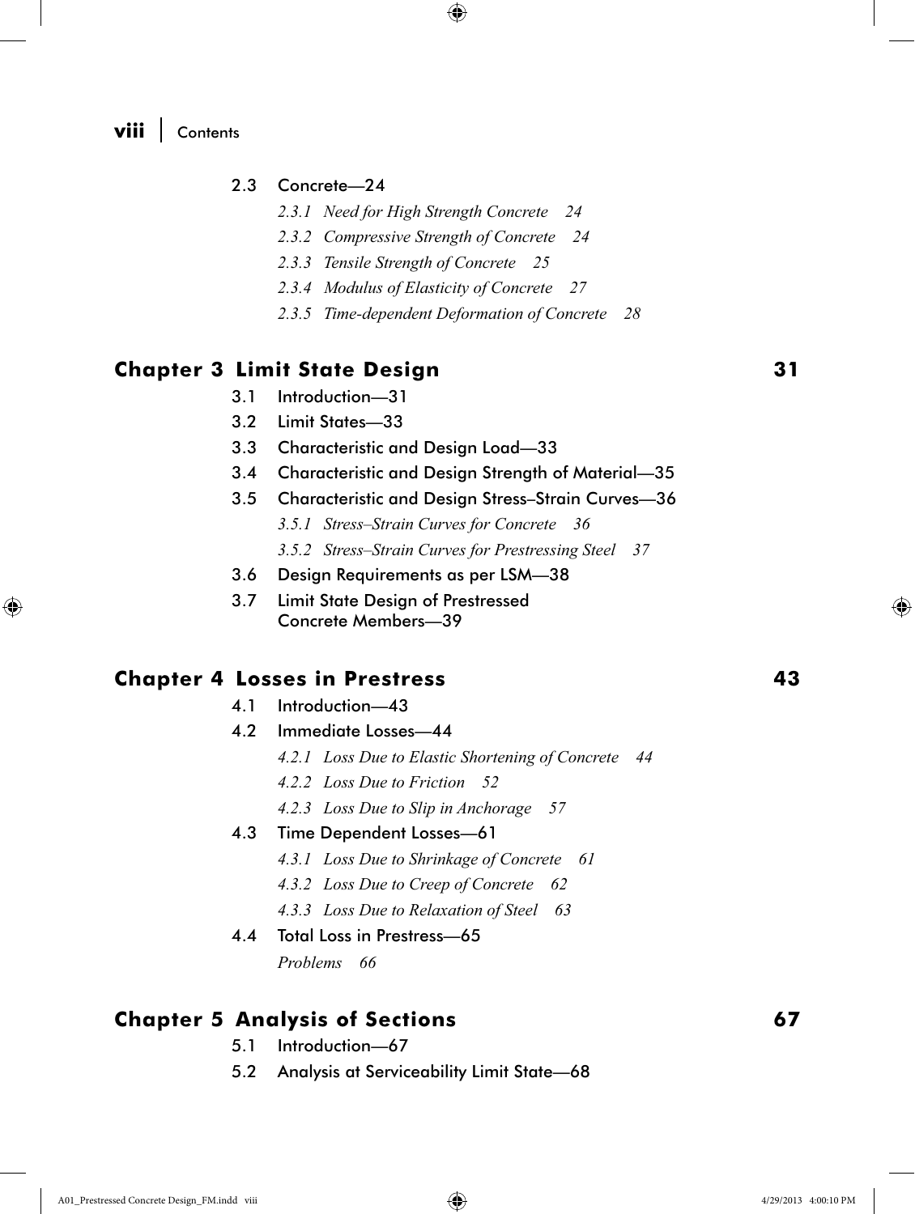2.3 Concrete—24

*2.3.1 Need for High Strength Concrete 24*

*2.3.2 Compressive Strength of Concrete 24*

*2.3.3 Tensile Strength of Concrete 25*

*2.3.4 Modulus of Elasticity of Concrete 27*

*2.3.5 Time-dependent Deformation of Concrete 28*

## Chapter 3 Limit State Design 31

3.1 Introduction—31

3.2 Limit States—33

3.3 Characteristic and Design Load—33

3.4 Characteristic and Design Strength of Material—35

3.5 Characteristic and Design Stress–Strain Curves—36

*3.5.1 Stress–Strain Curves for Concrete 36*

*3.5.2 Stress–Strain Curves for Prestressing Steel 37*

3.6 Design Requirements as per LSM—38

3.7 Limit State Design of Prestressed Concrete Members—39

## Chapter 4 Losses in Prestress 43

4.1 Introduction—43

4.2 Immediate Losses—44

*4.2.1 Loss Due to Elastic Shortening of Concrete 44*

*4.2.2 Loss Due to Friction 52*

*4.2.3 Loss Due to Slip in Anchorage 57*

4.3 Time Dependent Losses—61

*4.3.1 Loss Due to Shrinkage of Concrete 61*

*4.3.2 Loss Due to Creep of Concrete 62*

*4.3.3 Loss Due to Relaxation of Steel 63*

4.4 Total Loss in Prestress—65

*Problems 66*

## Chapter 5 Analysis of Sections 67

5.1 Introduction—67

5.2 Analysis at Serviceability Limit State—68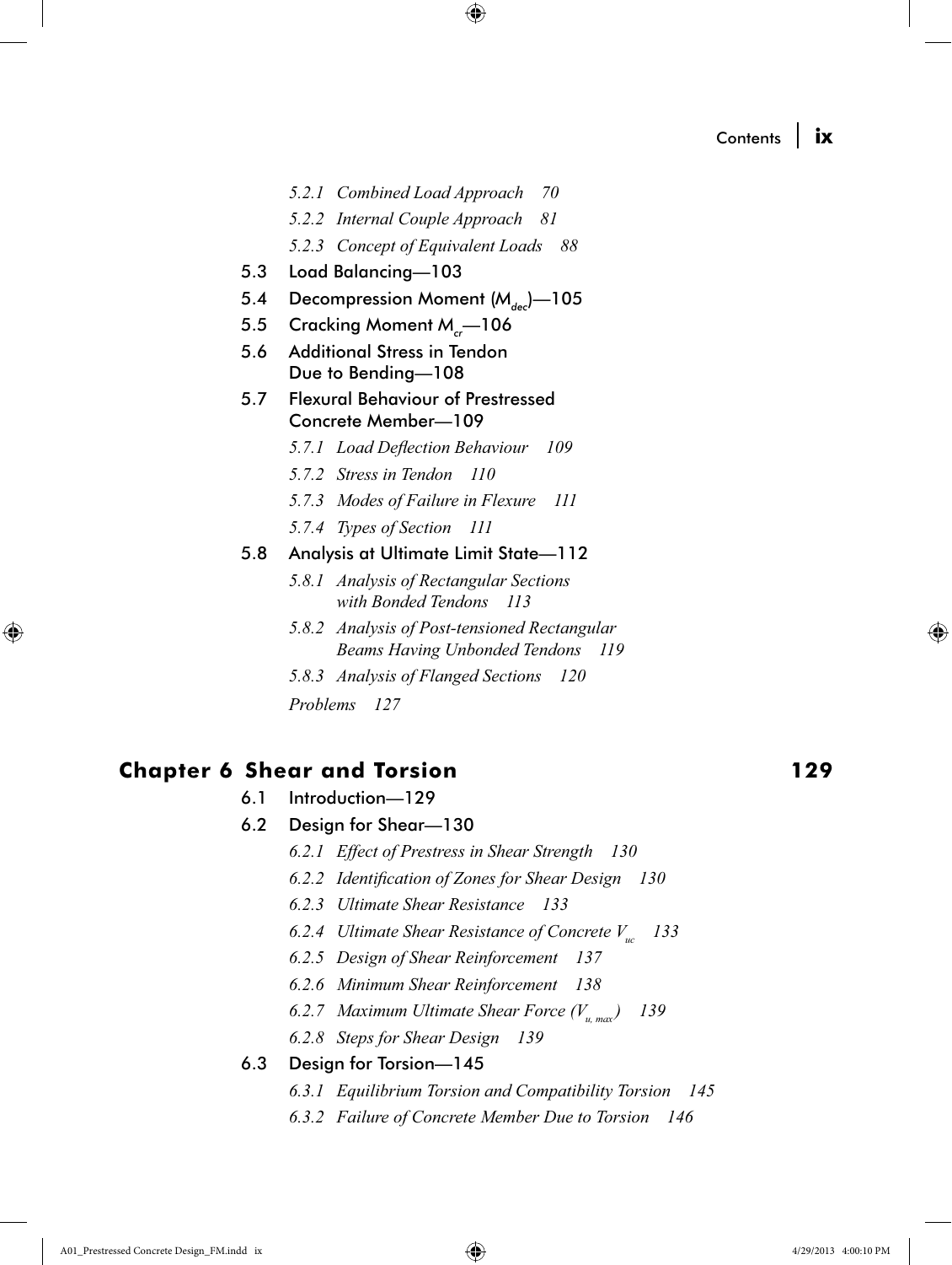*5.2.1 Combined Load Approach 70*

*5.2.2 Internal Couple Approach 81*

*5.2.3 Concept of Equivalent Loads 88*

5.3 Load Balancing—103

5.4 Decompression Moment ($M_{dec}$)—105

5.5 Cracking Moment $M_{cr}$—106

5.6 Additional Stress in Tendon Due to Bending—108

5.7 Flexural Behaviour of Prestressed Concrete Member—109

*5.7.1 Load Deflection Behaviour 109*

*5.7.2 Stress in Tendon 110*

*5.7.3 Modes of Failure in Flexure 111*

*5.7.4 Types of Section 111*

5.8 Analysis at Ultimate Limit State—112

*5.8.1 Analysis of Rectangular Sections with Bonded Tendons 113*

*5.8.2 Analysis of Post-tensioned Rectangular Beams Having Unbonded Tendons 119*

*5.8.3 Analysis of Flanged Sections 120*

*Problems 127*

## Chapter 6 Shear and Torsion 129

6.1 Introduction—129

6.2 Design for Shear—130

*6.2.1 Effect of Prestress in Shear Strength 130*

*6.2.2 Identification of Zones for Shear Design 130*

*6.2.3 Ultimate Shear Resistance 133*

*6.2.4 Ultimate Shear Resistance of Concrete $V_{uc}$ 133*

*6.2.5 Design of Shear Reinforcement 137*

*6.2.6 Minimum Shear Reinforcement 138*

*6.2.7 Maximum Ultimate Shear Force ($V_{u,max}$) 139*

*6.2.8 Steps for Shear Design 139*

6.3 Design for Torsion—145

*6.3.1 Equilibrium Torsion and Compatibility Torsion 145*

*6.3.2 Failure of Concrete Member Due to Torsion 146*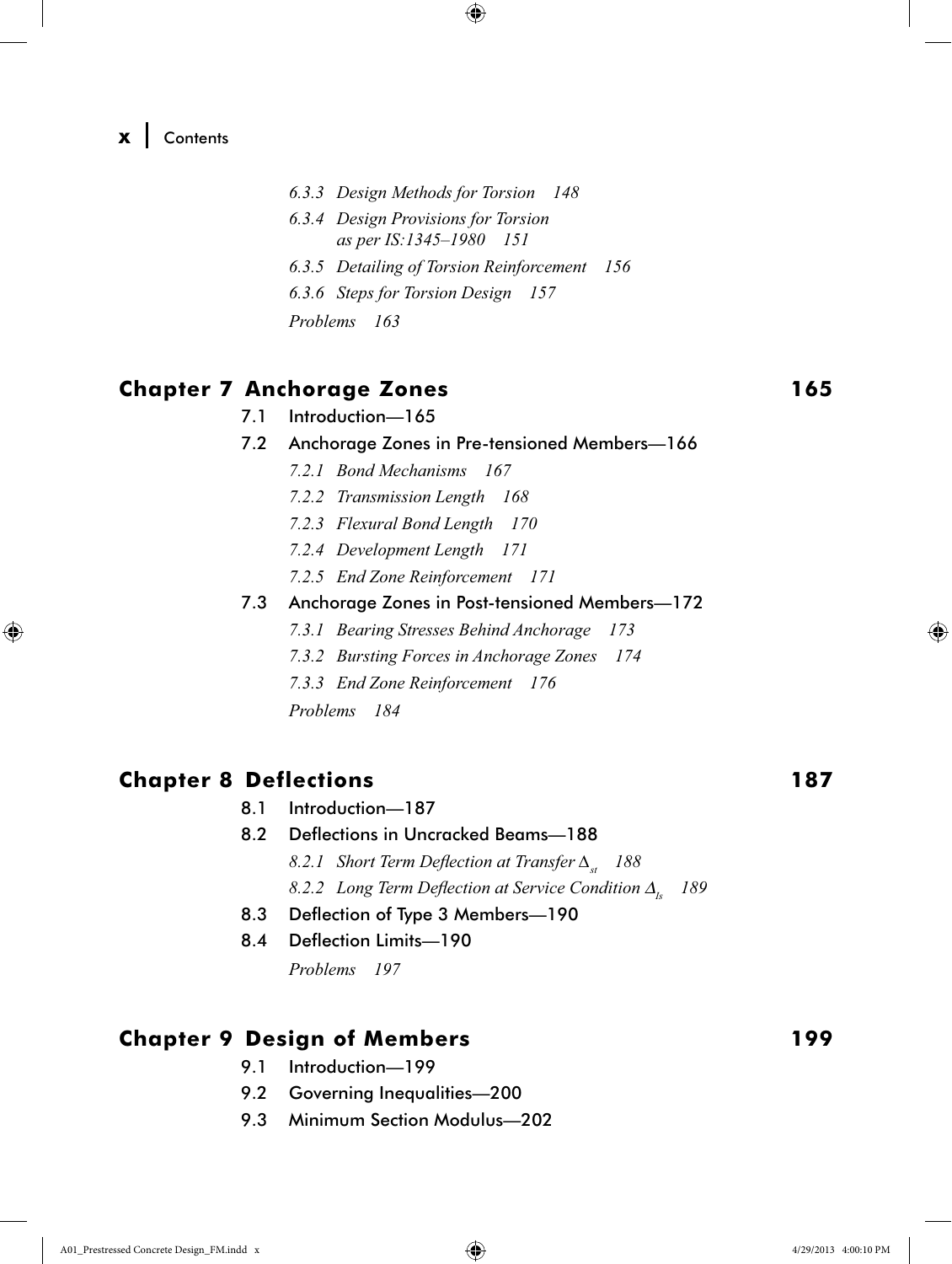*6.3.3 Design Methods for Torsion 148*

*6.3.4 Design Provisions for Torsion as per IS:1345–1980 151*

*6.3.5 Detailing of Torsion Reinforcement 156*

*6.3.6 Steps for Torsion Design 157*

*Problems 163*

## Chapter 7 Anchorage Zones 165

7.1 Introduction—165

7.2 Anchorage Zones in Pre-tensioned Members—166

*7.2.1 Bond Mechanisms 167*

*7.2.2 Transmission Length 168*

*7.2.3 Flexural Bond Length 170*

*7.2.4 Development Length 171*

*7.2.5 End Zone Reinforcement 171*

7.3 Anchorage Zones in Post-tensioned Members—172

*7.3.1 Bearing Stresses Behind Anchorage 173*

*7.3.2 Bursting Forces in Anchorage Zones 174*

*7.3.3 End Zone Reinforcement 176*

*Problems 184*

## Chapter 8 Deflections 187

8.1 Introduction—187

8.2 Deflections in Uncracked Beams—188

*8.2.1 Short Term Deflection at Transfer $\Delta_{st}$ 188*

*8.2.2 Long Term Deflection at Service Condition $\Delta_{ls}$ 189*

8.3 Deflection of Type 3 Members—190

8.4 Deflection Limits—190

*Problems 197*

## Chapter 9 Design of Members 199

9.1 Introduction—199

9.2 Governing Inequalities—200

9.3 Minimum Section Modulus—202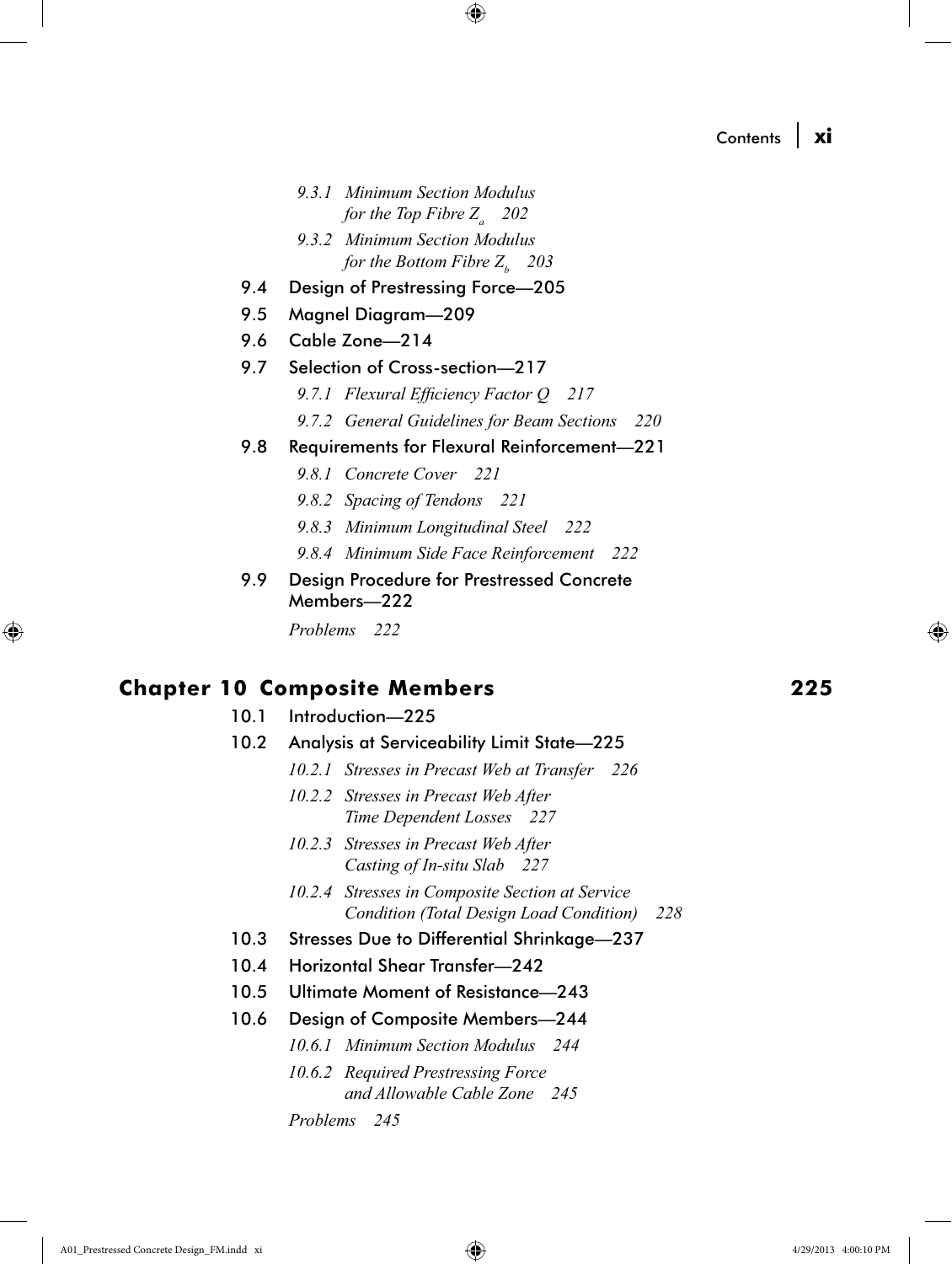*9.3.1 Minimum Section Modulus for the Top Fibre $Z_a$ 202*

*9.3.2 Minimum Section Modulus for the Bottom Fibre $Z_b$ 203*

9.4 Design of Prestressing Force—205

9.5 Magnel Diagram—209

9.6 Cable Zone—214

9.7 Selection of Cross-section—217

*9.7.1 Flexural Efficiency Factor Q 217*

*9.7.2 General Guidelines for Beam Sections 220*

9.8 Requirements for Flexural Reinforcement—221

*9.8.1 Concrete Cover 221*

*9.8.2 Spacing of Tendons 221*

*9.8.3 Minimum Longitudinal Steel 222*

*9.8.4 Minimum Side Face Reinforcement 222*

9.9 Design Procedure for Prestressed Concrete Members—222

*Problems 222*

## Chapter 10 Composite Members 225

10.1 Introduction—225

10.2 Analysis at Serviceability Limit State—225

*10.2.1 Stresses in Precast Web at Transfer 226*

*10.2.2 Stresses in Precast Web After Time Dependent Losses 227*

*10.2.3 Stresses in Precast Web After Casting of In-situ Slab 227*

*10.2.4 Stresses in Composite Section at Service Condition (Total Design Load Condition) 228*

10.3 Stresses Due to Differential Shrinkage—237

10.4 Horizontal Shear Transfer—242

10.5 Ultimate Moment of Resistance—243

10.6 Design of Composite Members—244

*10.6.1 Minimum Section Modulus 244*

*10.6.2 Required Prestressing Force and Allowable Cable Zone 245*

*Problems 245*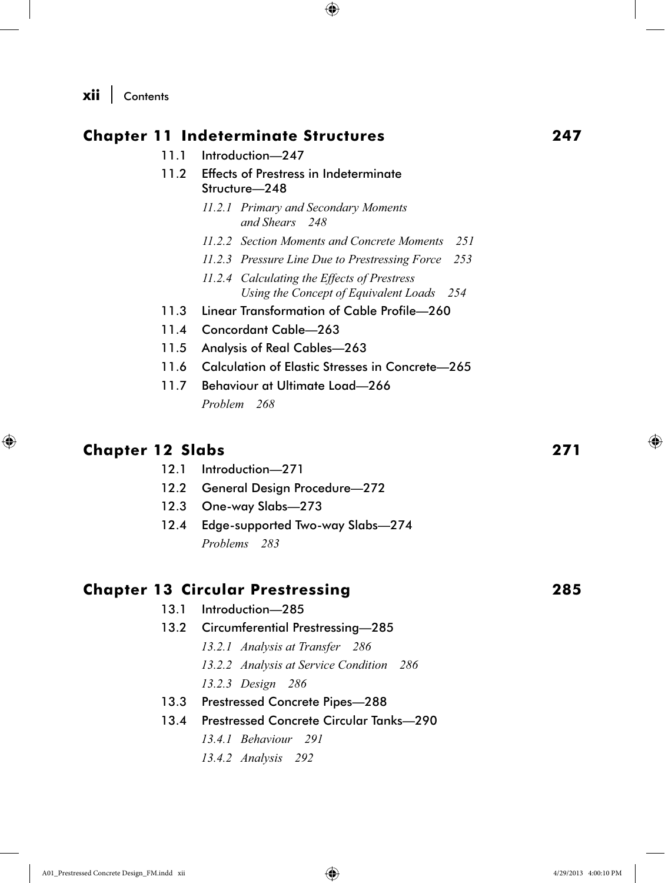## Chapter 11 Indeterminate Structures 247

11.1 Introduction—247

11.2 Effects of Prestress in Indeterminate Structure—248

*11.2.1 Primary and Secondary Moments and Shears 248*

*11.2.2 Section Moments and Concrete Moments 251*

*11.2.3 Pressure Line Due to Prestressing Force 253*

*11.2.4 Calculating the Effects of Prestress Using the Concept of Equivalent Loads 254*

11.3 Linear Transformation of Cable Profile—260

11.4 Concordant Cable—263

11.5 Analysis of Real Cables—263

11.6 Calculation of Elastic Stresses in Concrete—265

11.7 Behaviour at Ultimate Load—266

*Problem 268*

## Chapter 12 Slabs 271

12.1 Introduction—271

12.2 General Design Procedure—272

12.3 One-way Slabs—273

12.4 Edge-supported Two-way Slabs—274

*Problems 283*

## Chapter 13 Circular Prestressing 285

13.1 Introduction—285

13.2 Circumferential Prestressing—285

*13.2.1 Analysis at Transfer 286*

*13.2.2 Analysis at Service Condition 286*

*13.2.3 Design 286*

13.3 Prestressed Concrete Pipes—288

13.4 Prestressed Concrete Circular Tanks—290

*13.4.1 Behaviour 291*

*13.4.2 Analysis 292*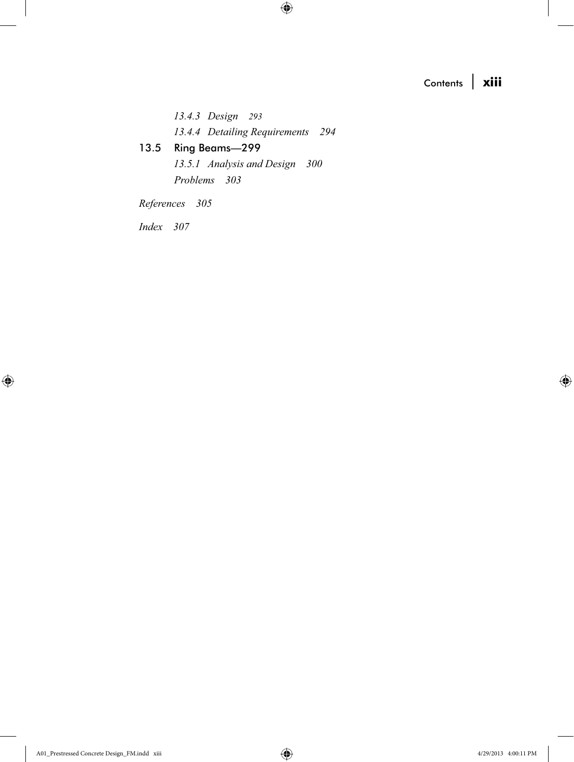*13.4.3 Design 293*

*13.4.4 Detailing Requirements 294*

13.5 Ring Beams—299

*13.5.1 Analysis and Design 300*

*Problems 303*

*References 305*

*Index 307*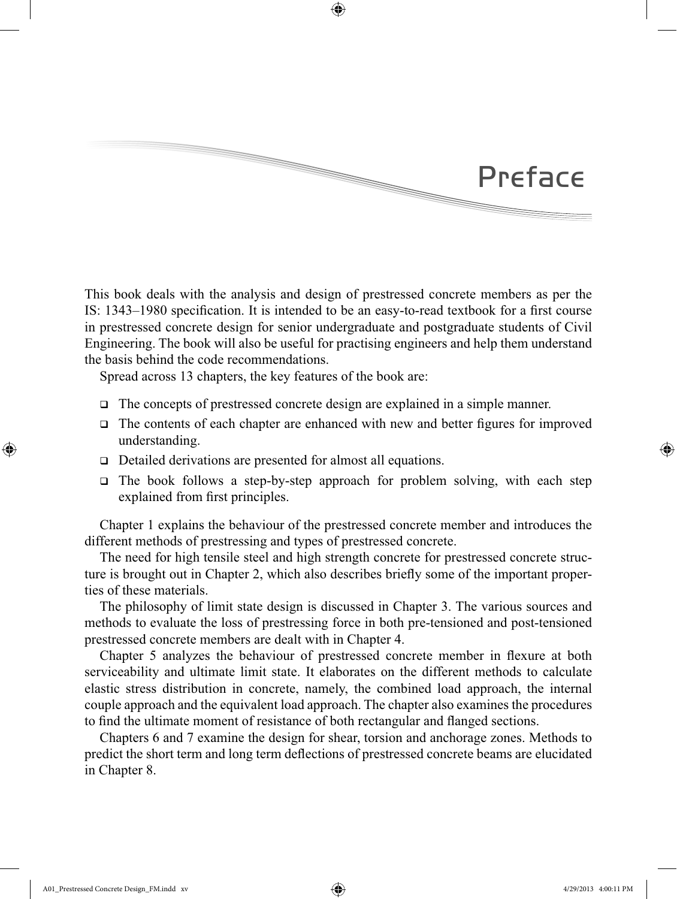# Preface

This book deals with the analysis and design of prestressed concrete members as per the IS: 1343–1980 specification. It is intended to be an easy-to-read textbook for a first course in prestressed concrete design for senior undergraduate and postgraduate students of Civil Engineering. The book will also be useful for practising engineers and help them understand the basis behind the code recommendations.

Spread across 13 chapters, the key features of the book are:

- The concepts of prestressed concrete design are explained in a simple manner.
- The contents of each chapter are enhanced with new and better figures for improved understanding.
- Detailed derivations are presented for almost all equations.
- The book follows a step-by-step approach for problem solving, with each step explained from first principles.

Chapter 1 explains the behaviour of the prestressed concrete member and introduces the different methods of prestressing and types of prestressed concrete.

The need for high tensile steel and high strength concrete for prestressed concrete structure is brought out in Chapter 2, which also describes briefly some of the important properties of these materials.

The philosophy of limit state design is discussed in Chapter 3. The various sources and methods to evaluate the loss of prestressing force in both pre-tensioned and post-tensioned prestressed concrete members are dealt with in Chapter 4.

Chapter 5 analyzes the behaviour of prestressed concrete member in flexure at both serviceability and ultimate limit state. It elaborates on the different methods to calculate elastic stress distribution in concrete, namely, the combined load approach, the internal couple approach and the equivalent load approach. The chapter also examines the procedures to find the ultimate moment of resistance of both rectangular and flanged sections.

Chapters 6 and 7 examine the design for shear, torsion and anchorage zones. Methods to predict the short term and long term deflections of prestressed concrete beams are elucidated in Chapter 8.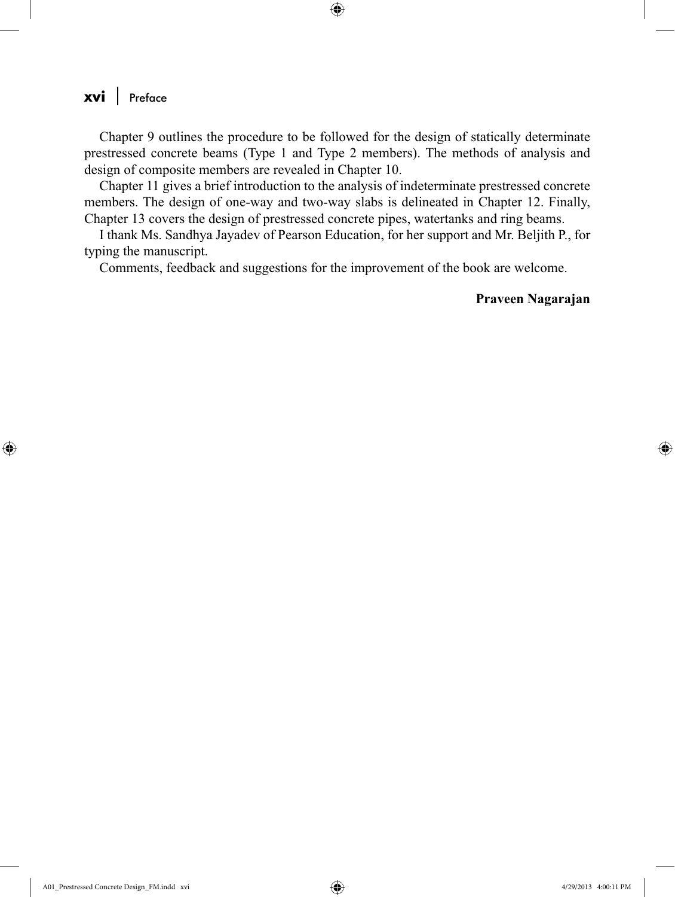Chapter 9 outlines the procedure to be followed for the design of statically determinate prestressed concrete beams (Type 1 and Type 2 members). The methods of analysis and design of composite members are revealed in Chapter 10.

Chapter 11 gives a brief introduction to the analysis of indeterminate prestressed concrete members. The design of one-way and two-way slabs is delineated in Chapter 12. Finally, Chapter 13 covers the design of prestressed concrete pipes, watertanks and ring beams.

I thank Ms. Sandhya Jayadev of Pearson Education, for her support and Mr. Beljith P., for typing the manuscript.

Comments, feedback and suggestions for the improvement of the book are welcome.

**Praveen Nagarajan**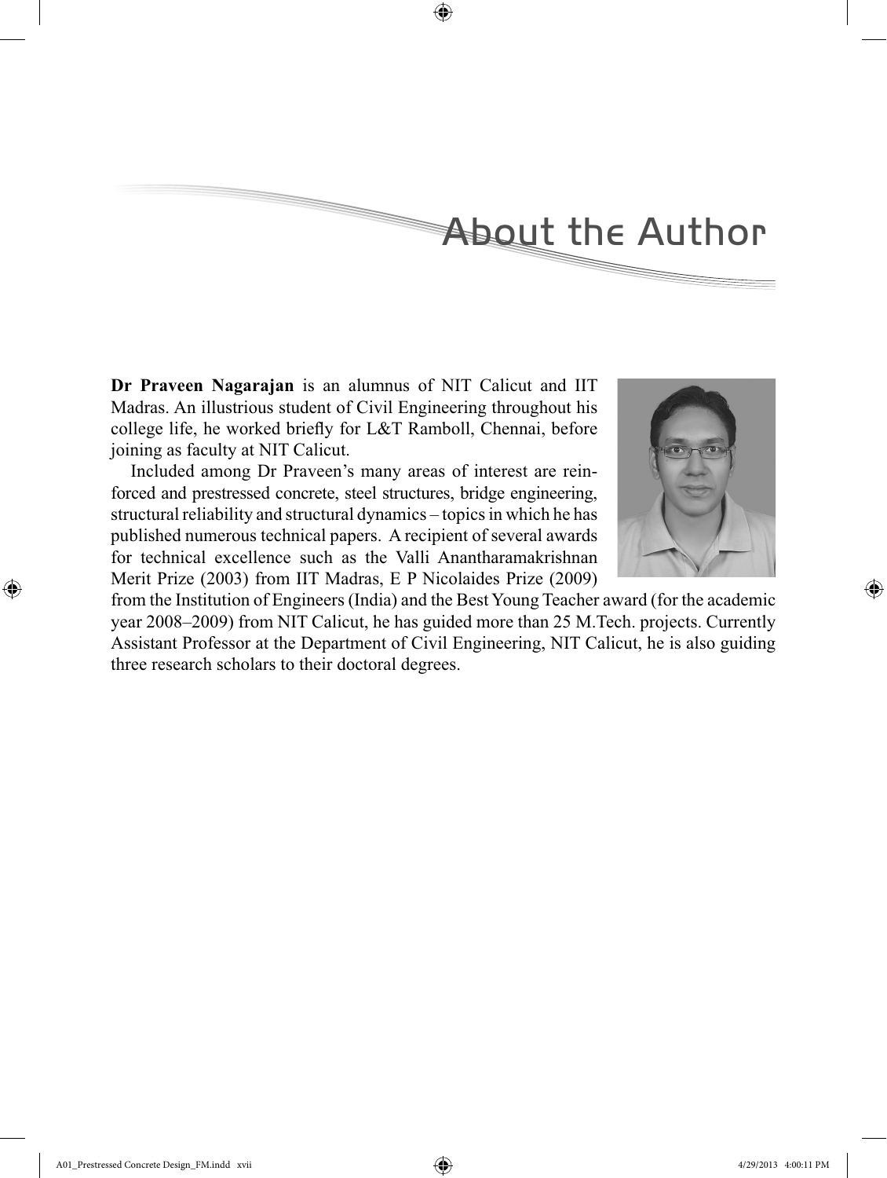# About the Author

**Dr Praveen Nagarajan** is an alumnus of NIT Calicut and IIT Madras. An illustrious student of Civil Engineering throughout his college life, he worked briefly for L&T Ramboll, Chennai, before joining as faculty at NIT Calicut.

Included among Dr Praveen's many areas of interest are reinforced and prestressed concrete, steel structures, bridge engineering, structural reliability and structural dynamics – topics in which he has published numerous technical papers. A recipient of several awards for technical excellence such as the Valli Anantharamakrishnan Merit Prize (2003) from IIT Madras, E P Nicolaides Prize (2009) from the Institution of Engineers (India) and the Best Young Teacher award (for the academic year 2008–2009) from NIT Calicut, he has guided more than 25 M.Tech. projects. Currently Assistant Professor at the Department of Civil Engineering, NIT Calicut, he is also guiding three research scholars to their doctoral degrees.